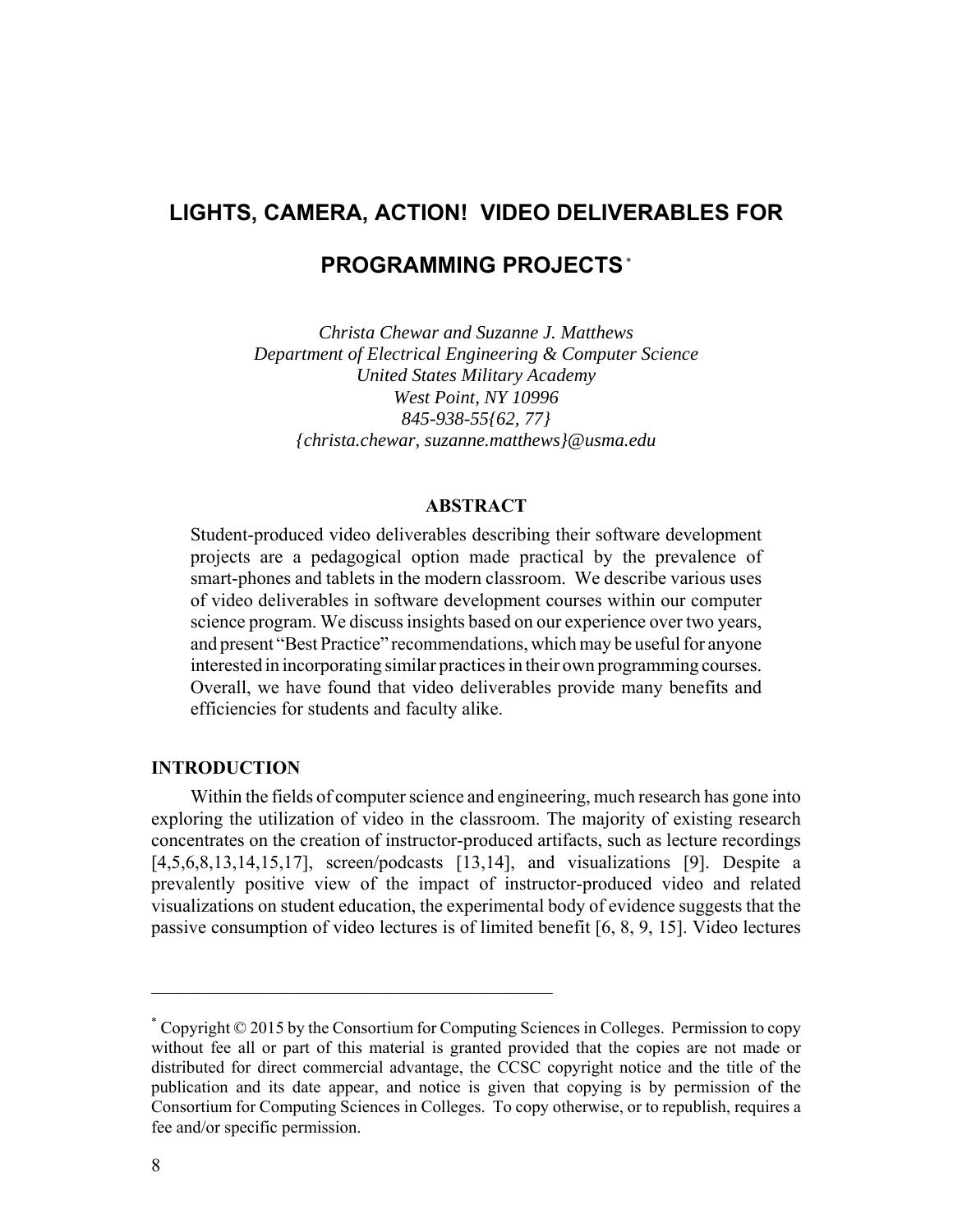# LIGHTS, CAMERA, ACTION! VIDEO DELIVERABLES FOR PROGRAMMING PROJECTS*

*Christa Chewar and Suzanne J. Matthews*
*Department of Electrical Engineering & Computer Science*
*United States Military Academy*
*West Point, NY 10996*
*845-938-55{62, 77}*
*{christa.chewar, suzanne.matthews}@usma.edu*

## ABSTRACT

Student-produced video deliverables describing their software development projects are a pedagogical option made practical by the prevalence of smart-phones and tablets in the modern classroom. We describe various uses of video deliverables in software development courses within our computer science program. We discuss insights based on our experience over two years, and present "Best Practice" recommendations, which may be useful for anyone interested in incorporating similar practices in their own programming courses. Overall, we have found that video deliverables provide many benefits and efficiencies for students and faculty alike.

## INTRODUCTION

Within the fields of computer science and engineering, much research has gone into exploring the utilization of video in the classroom. The majority of existing research concentrates on the creation of instructor-produced artifacts, such as lecture recordings [4,5,6,8,13,14,15,17], screen/podcasts [13,14], and visualizations [9]. Despite a prevalently positive view of the impact of instructor-produced video and related visualizations on student education, the experimental body of evidence suggests that the passive consumption of video lectures is of limited benefit [6, 8, 9, 15]. Video lectures

---

* Copyright © 2015 by the Consortium for Computing Sciences in Colleges. Permission to copy without fee all or part of this material is granted provided that the copies are not made or distributed for direct commercial advantage, the CCSC copyright notice and the title of the publication and its date appear, and notice is given that copying is by permission of the Consortium for Computing Sciences in Colleges. To copy otherwise, or to republish, requires a fee and/or specific permission.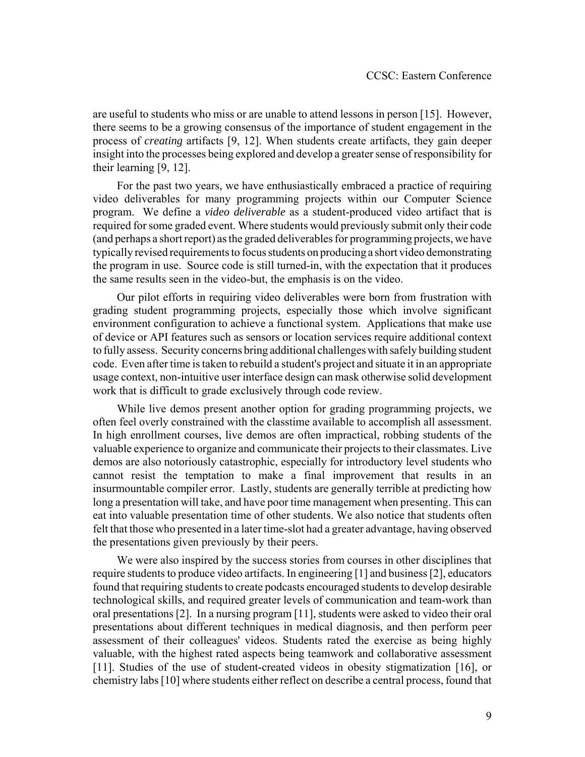are useful to students who miss or are unable to attend lessons in person [15]. However, there seems to be a growing consensus of the importance of student engagement in the process of *creating* artifacts [9, 12]. When students create artifacts, they gain deeper insight into the processes being explored and develop a greater sense of responsibility for their learning [9, 12].

For the past two years, we have enthusiastically embraced a practice of requiring video deliverables for many programming projects within our Computer Science program. We define a *video deliverable* as a student-produced video artifact that is required for some graded event. Where students would previously submit only their code (and perhaps a short report) as the graded deliverables for programming projects, we have typically revised requirements to focus students on producing a short video demonstrating the program in use. Source code is still turned-in, with the expectation that it produces the same results seen in the video-but, the emphasis is on the video.

Our pilot efforts in requiring video deliverables were born from frustration with grading student programming projects, especially those which involve significant environment configuration to achieve a functional system. Applications that make use of device or API features such as sensors or location services require additional context to fully assess. Security concerns bring additional challenges with safely building student code. Even after time is taken to rebuild a student's project and situate it in an appropriate usage context, non-intuitive user interface design can mask otherwise solid development work that is difficult to grade exclusively through code review.

While live demos present another option for grading programming projects, we often feel overly constrained with the classtime available to accomplish all assessment. In high enrollment courses, live demos are often impractical, robbing students of the valuable experience to organize and communicate their projects to their classmates. Live demos are also notoriously catastrophic, especially for introductory level students who cannot resist the temptation to make a final improvement that results in an insurmountable compiler error. Lastly, students are generally terrible at predicting how long a presentation will take, and have poor time management when presenting. This can eat into valuable presentation time of other students. We also notice that students often felt that those who presented in a later time-slot had a greater advantage, having observed the presentations given previously by their peers.

We were also inspired by the success stories from courses in other disciplines that require students to produce video artifacts. In engineering [1] and business [2], educators found that requiring students to create podcasts encouraged students to develop desirable technological skills, and required greater levels of communication and team-work than oral presentations [2]. In a nursing program [11], students were asked to video their oral presentations about different techniques in medical diagnosis, and then perform peer assessment of their colleagues' videos. Students rated the exercise as being highly valuable, with the highest rated aspects being teamwork and collaborative assessment [11]. Studies of the use of student-created videos in obesity stigmatization [16], or chemistry labs [10] where students either reflect on describe a central process, found that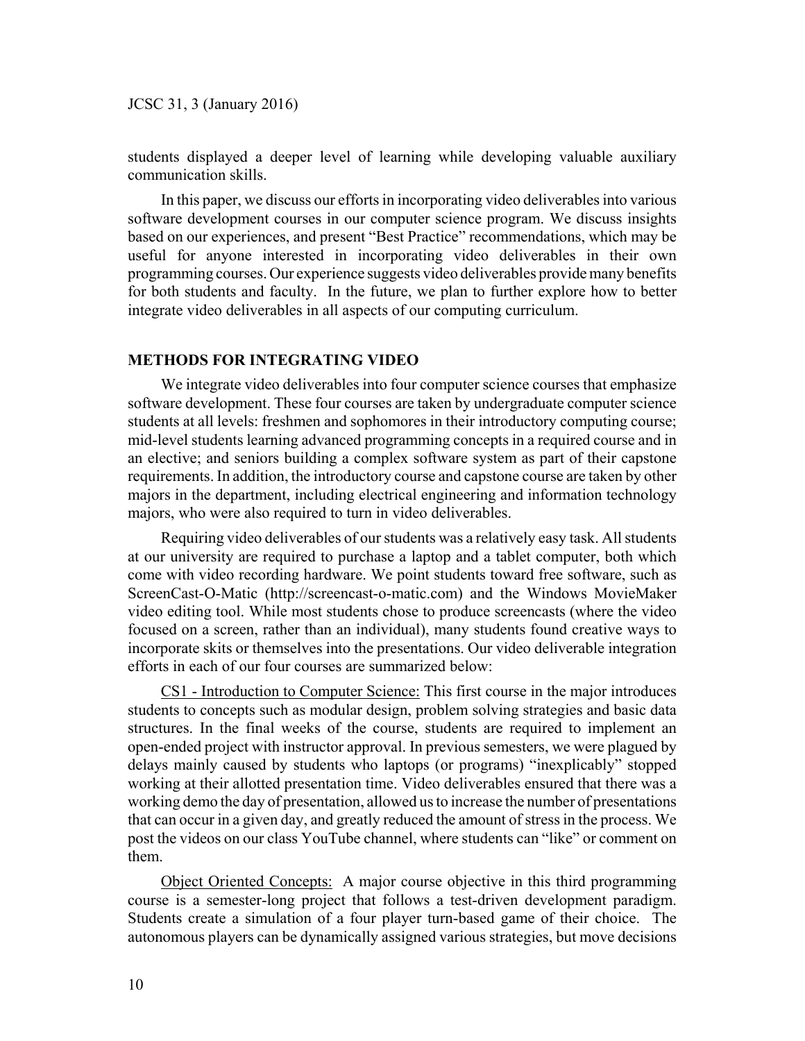students displayed a deeper level of learning while developing valuable auxiliary communication skills.

In this paper, we discuss our efforts in incorporating video deliverables into various software development courses in our computer science program. We discuss insights based on our experiences, and present "Best Practice" recommendations, which may be useful for anyone interested in incorporating video deliverables in their own programming courses. Our experience suggests video deliverables provide many benefits for both students and faculty. In the future, we plan to further explore how to better integrate video deliverables in all aspects of our computing curriculum.

## METHODS FOR INTEGRATING VIDEO

We integrate video deliverables into four computer science courses that emphasize software development. These four courses are taken by undergraduate computer science students at all levels: freshmen and sophomores in their introductory computing course; mid-level students learning advanced programming concepts in a required course and in an elective; and seniors building a complex software system as part of their capstone requirements. In addition, the introductory course and capstone course are taken by other majors in the department, including electrical engineering and information technology majors, who were also required to turn in video deliverables.

Requiring video deliverables of our students was a relatively easy task. All students at our university are required to purchase a laptop and a tablet computer, both which come with video recording hardware. We point students toward free software, such as ScreenCast-O-Matic (http://screencast-o-matic.com) and the Windows MovieMaker video editing tool. While most students chose to produce screencasts (where the video focused on a screen, rather than an individual), many students found creative ways to incorporate skits or themselves into the presentations. Our video deliverable integration efforts in each of our four courses are summarized below:

<u>CS1 - Introduction to Computer Science:</u> This first course in the major introduces students to concepts such as modular design, problem solving strategies and basic data structures. In the final weeks of the course, students are required to implement an open-ended project with instructor approval. In previous semesters, we were plagued by delays mainly caused by students who laptops (or programs) "inexplicably" stopped working at their allotted presentation time. Video deliverables ensured that there was a working demo the day of presentation, allowed us to increase the number of presentations that can occur in a given day, and greatly reduced the amount of stress in the process. We post the videos on our class YouTube channel, where students can "like" or comment on them.

<u>Object Oriented Concepts:</u> A major course objective in this third programming course is a semester-long project that follows a test-driven development paradigm. Students create a simulation of a four player turn-based game of their choice. The autonomous players can be dynamically assigned various strategies, but move decisions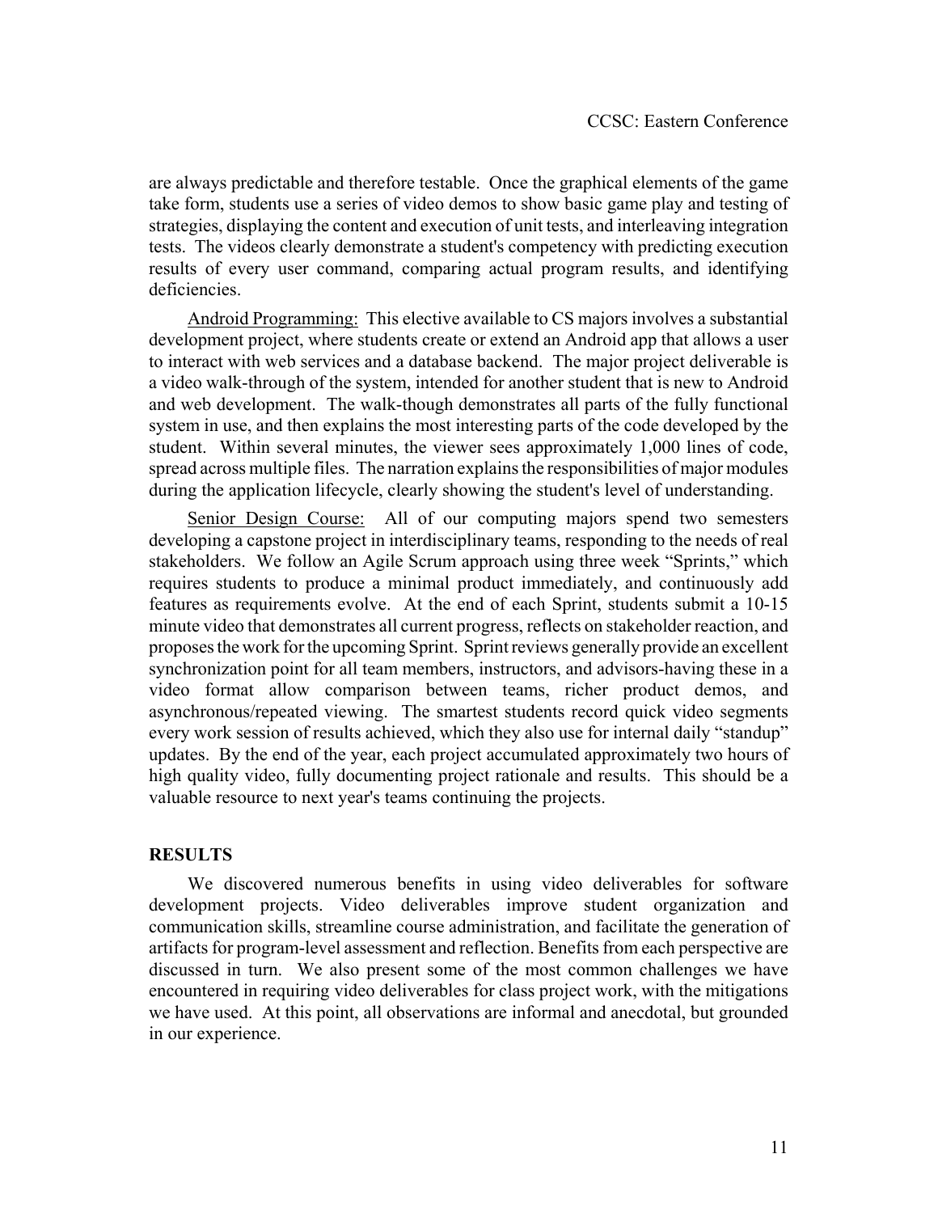are always predictable and therefore testable. Once the graphical elements of the game take form, students use a series of video demos to show basic game play and testing of strategies, displaying the content and execution of unit tests, and interleaving integration tests. The videos clearly demonstrate a student's competency with predicting execution results of every user command, comparing actual program results, and identifying deficiencies.

Android Programming: This elective available to CS majors involves a substantial development project, where students create or extend an Android app that allows a user to interact with web services and a database backend. The major project deliverable is a video walk-through of the system, intended for another student that is new to Android and web development. The walk-though demonstrates all parts of the fully functional system in use, and then explains the most interesting parts of the code developed by the student. Within several minutes, the viewer sees approximately 1,000 lines of code, spread across multiple files. The narration explains the responsibilities of major modules during the application lifecycle, clearly showing the student's level of understanding.

Senior Design Course: All of our computing majors spend two semesters developing a capstone project in interdisciplinary teams, responding to the needs of real stakeholders. We follow an Agile Scrum approach using three week "Sprints," which requires students to produce a minimal product immediately, and continuously add features as requirements evolve. At the end of each Sprint, students submit a 10-15 minute video that demonstrates all current progress, reflects on stakeholder reaction, and proposes the work for the upcoming Sprint. Sprint reviews generally provide an excellent synchronization point for all team members, instructors, and advisors-having these in a video format allow comparison between teams, richer product demos, and asynchronous/repeated viewing. The smartest students record quick video segments every work session of results achieved, which they also use for internal daily "standup" updates. By the end of the year, each project accumulated approximately two hours of high quality video, fully documenting project rationale and results. This should be a valuable resource to next year's teams continuing the projects.

## RESULTS

We discovered numerous benefits in using video deliverables for software development projects. Video deliverables improve student organization and communication skills, streamline course administration, and facilitate the generation of artifacts for program-level assessment and reflection. Benefits from each perspective are discussed in turn. We also present some of the most common challenges we have encountered in requiring video deliverables for class project work, with the mitigations we have used. At this point, all observations are informal and anecdotal, but grounded in our experience.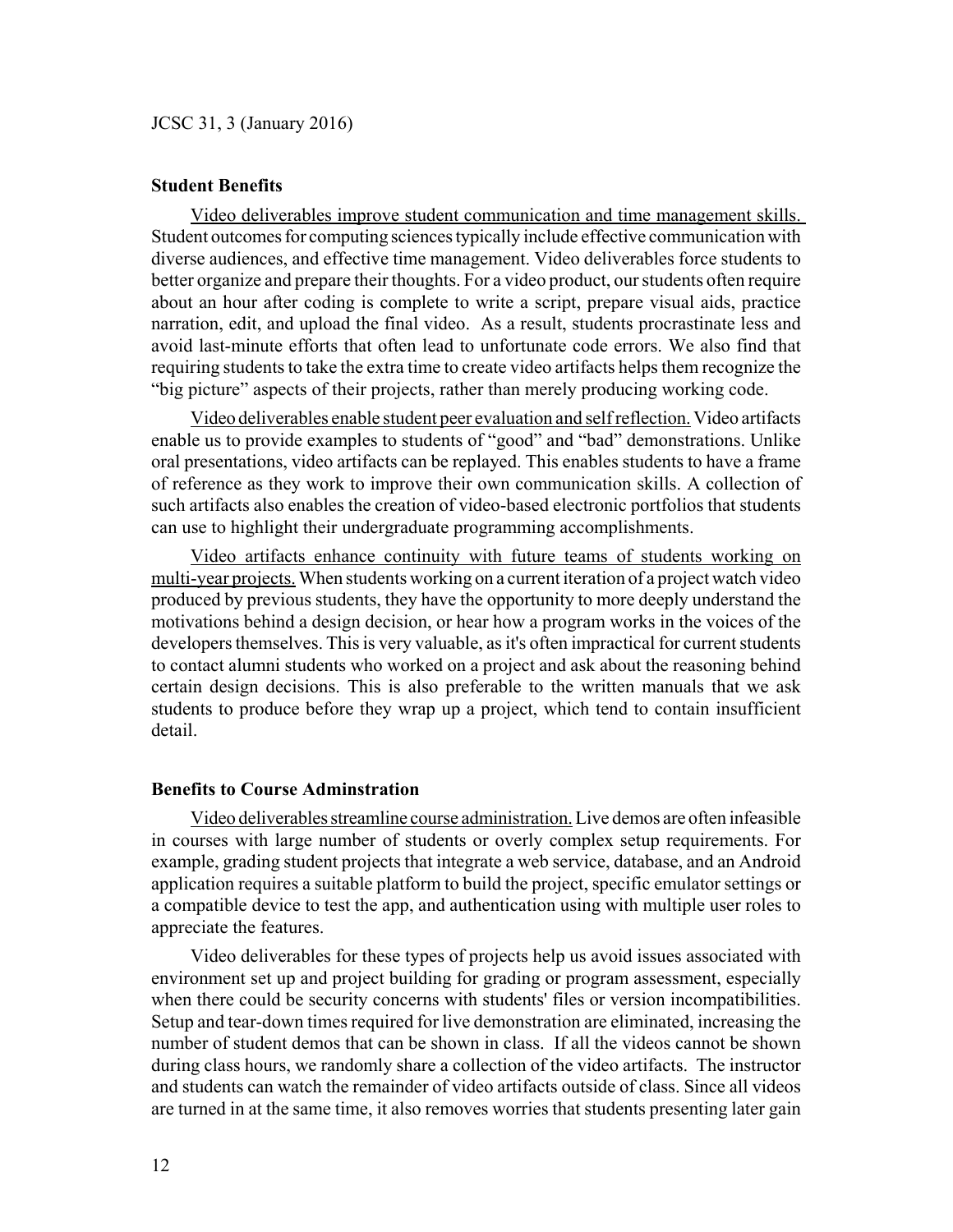### Student Benefits

Video deliverables improve student communication and time management skills. Student outcomes for computing sciences typically include effective communication with diverse audiences, and effective time management. Video deliverables force students to better organize and prepare their thoughts. For a video product, our students often require about an hour after coding is complete to write a script, prepare visual aids, practice narration, edit, and upload the final video. As a result, students procrastinate less and avoid last-minute efforts that often lead to unfortunate code errors. We also find that requiring students to take the extra time to create video artifacts helps them recognize the "big picture" aspects of their projects, rather than merely producing working code.

Video deliverables enable student peer evaluation and self reflection. Video artifacts enable us to provide examples to students of "good" and "bad" demonstrations. Unlike oral presentations, video artifacts can be replayed. This enables students to have a frame of reference as they work to improve their own communication skills. A collection of such artifacts also enables the creation of video-based electronic portfolios that students can use to highlight their undergraduate programming accomplishments.

Video artifacts enhance continuity with future teams of students working on multi-year projects. When students working on a current iteration of a project watch video produced by previous students, they have the opportunity to more deeply understand the motivations behind a design decision, or hear how a program works in the voices of the developers themselves. This is very valuable, as it's often impractical for current students to contact alumni students who worked on a project and ask about the reasoning behind certain design decisions. This is also preferable to the written manuals that we ask students to produce before they wrap up a project, which tend to contain insufficient detail.

### Benefits to Course Adminstration

Video deliverables streamline course administration. Live demos are often infeasible in courses with large number of students or overly complex setup requirements. For example, grading student projects that integrate a web service, database, and an Android application requires a suitable platform to build the project, specific emulator settings or a compatible device to test the app, and authentication using with multiple user roles to appreciate the features.

Video deliverables for these types of projects help us avoid issues associated with environment set up and project building for grading or program assessment, especially when there could be security concerns with students' files or version incompatibilities. Setup and tear-down times required for live demonstration are eliminated, increasing the number of student demos that can be shown in class. If all the videos cannot be shown during class hours, we randomly share a collection of the video artifacts. The instructor and students can watch the remainder of video artifacts outside of class. Since all videos are turned in at the same time, it also removes worries that students presenting later gain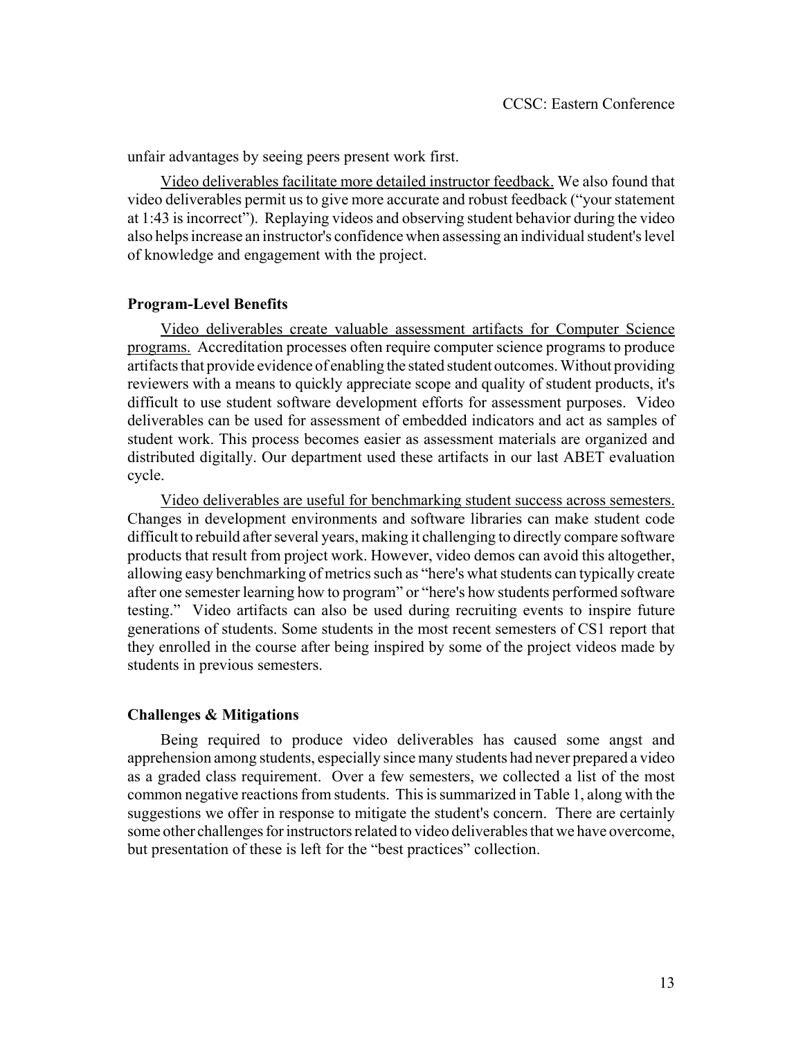unfair advantages by seeing peers present work first.

Video deliverables facilitate more detailed instructor feedback. We also found that video deliverables permit us to give more accurate and robust feedback ("your statement at 1:43 is incorrect"). Replaying videos and observing student behavior during the video also helps increase an instructor's confidence when assessing an individual student's level of knowledge and engagement with the project.

### Program-Level Benefits

Video deliverables create valuable assessment artifacts for Computer Science programs. Accreditation processes often require computer science programs to produce artifacts that provide evidence of enabling the stated student outcomes. Without providing reviewers with a means to quickly appreciate scope and quality of student products, it's difficult to use student software development efforts for assessment purposes. Video deliverables can be used for assessment of embedded indicators and act as samples of student work. This process becomes easier as assessment materials are organized and distributed digitally. Our department used these artifacts in our last ABET evaluation cycle.

Video deliverables are useful for benchmarking student success across semesters. Changes in development environments and software libraries can make student code difficult to rebuild after several years, making it challenging to directly compare software products that result from project work. However, video demos can avoid this altogether, allowing easy benchmarking of metrics such as "here's what students can typically create after one semester learning how to program" or "here's how students performed software testing." Video artifacts can also be used during recruiting events to inspire future generations of students. Some students in the most recent semesters of CS1 report that they enrolled in the course after being inspired by some of the project videos made by students in previous semesters.

### Challenges & Mitigations

Being required to produce video deliverables has caused some angst and apprehension among students, especially since many students had never prepared a video as a graded class requirement. Over a few semesters, we collected a list of the most common negative reactions from students. This is summarized in Table 1, along with the suggestions we offer in response to mitigate the student's concern. There are certainly some other challenges for instructors related to video deliverables that we have overcome, but presentation of these is left for the "best practices" collection.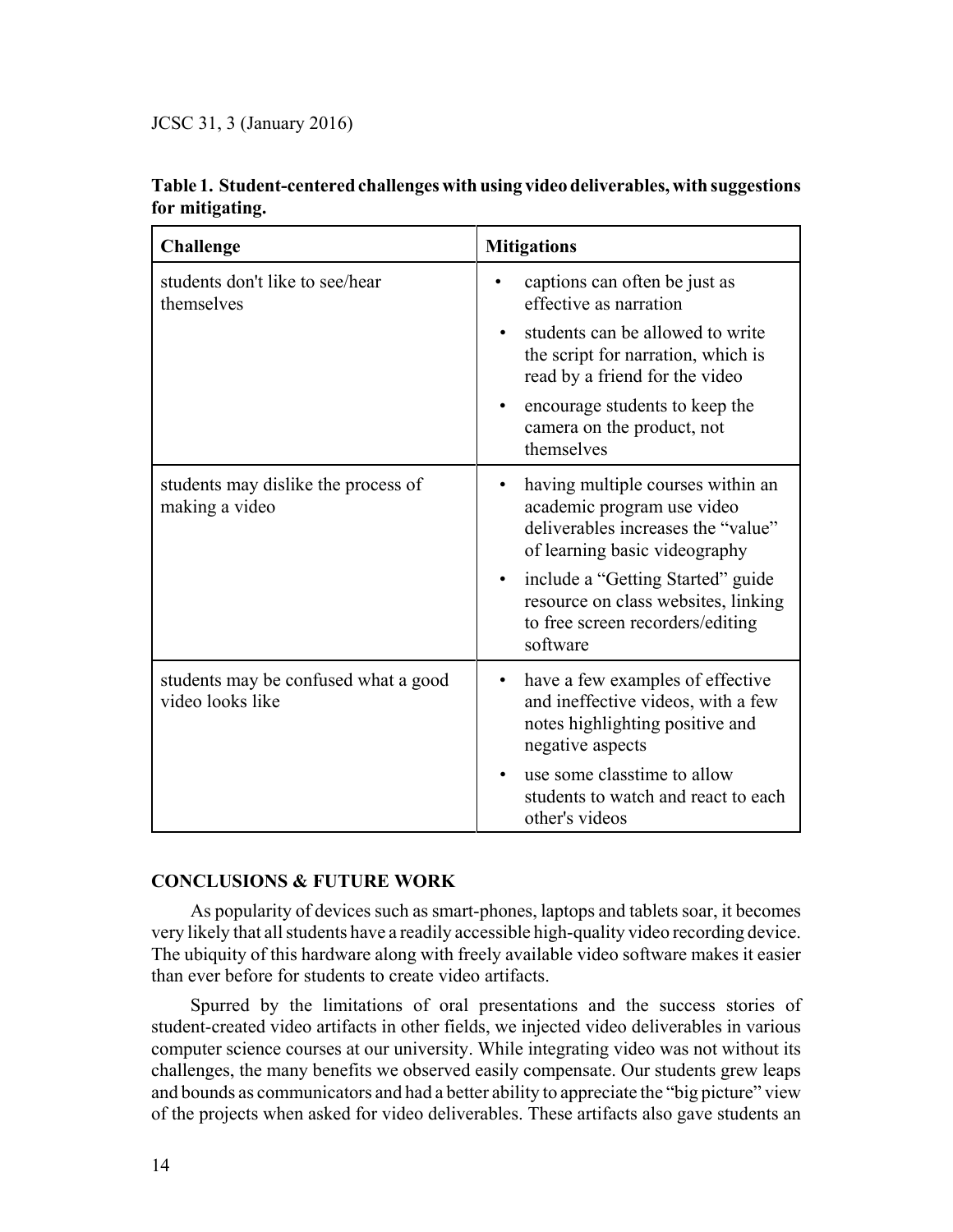**Table 1. Student-centered challenges with using video deliverables, with suggestions for mitigating.**

| Challenge | Mitigations |
| --- | --- |
| students don't like to see/hear themselves | • captions can often be just as effective as narration<br>• students can be allowed to write the script for narration, which is read by a friend for the video<br>• encourage students to keep the camera on the product, not themselves |
| students may dislike the process of making a video | • having multiple courses within an academic program use video deliverables increases the "value" of learning basic videography<br>• include a "Getting Started" guide resource on class websites, linking to free screen recorders/editing software |
| students may be confused what a good video looks like | • have a few examples of effective and ineffective videos, with a few notes highlighting positive and negative aspects<br>• use some classtime to allow students to watch and react to each other's videos |

## CONCLUSIONS & FUTURE WORK

As popularity of devices such as smart-phones, laptops and tablets soar, it becomes very likely that all students have a readily accessible high-quality video recording device. The ubiquity of this hardware along with freely available video software makes it easier than ever before for students to create video artifacts.

Spurred by the limitations of oral presentations and the success stories of student-created video artifacts in other fields, we injected video deliverables in various computer science courses at our university. While integrating video was not without its challenges, the many benefits we observed easily compensate. Our students grew leaps and bounds as communicators and had a better ability to appreciate the "big picture" view of the projects when asked for video deliverables. These artifacts also gave students an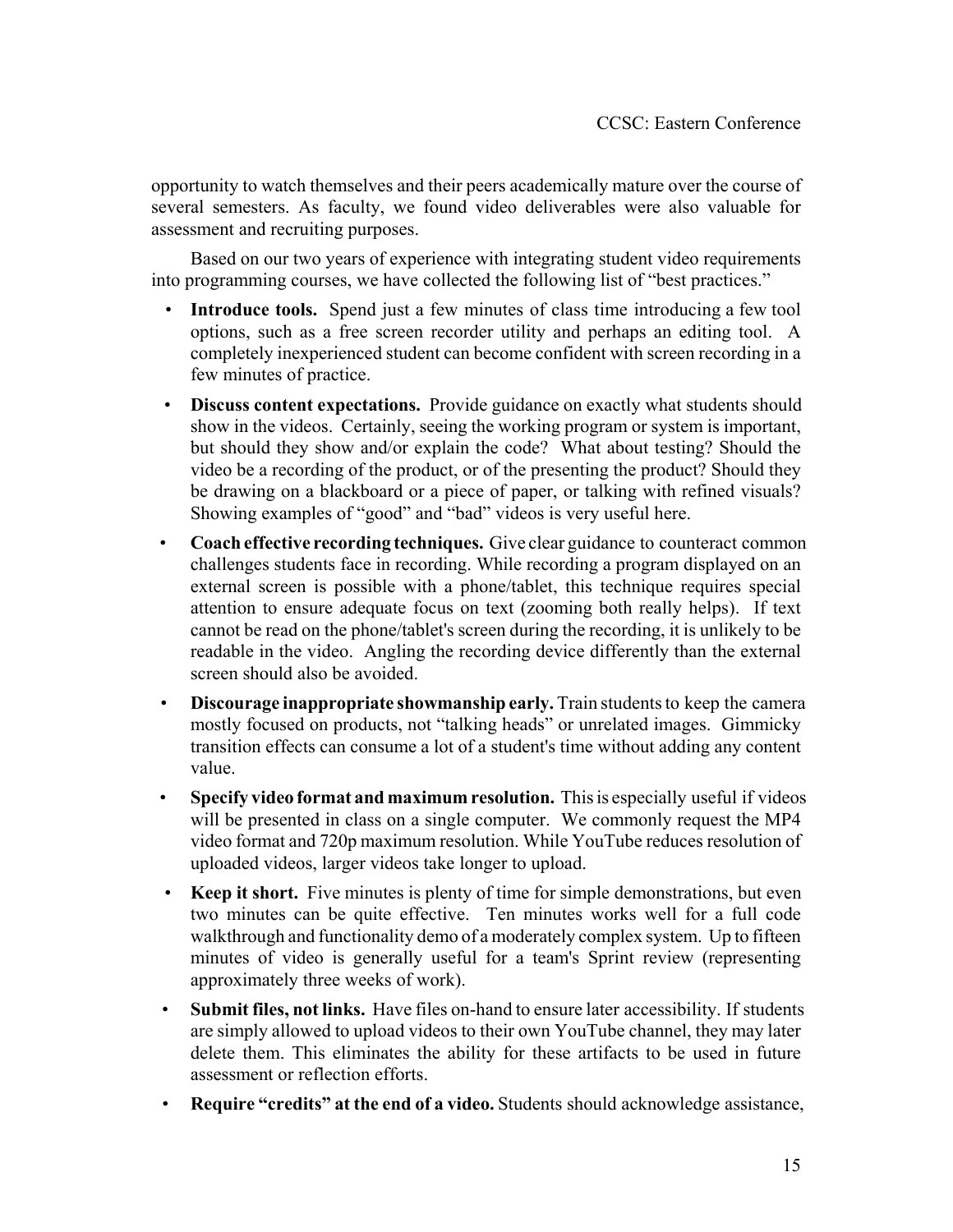opportunity to watch themselves and their peers academically mature over the course of several semesters. As faculty, we found video deliverables were also valuable for assessment and recruiting purposes.

Based on our two years of experience with integrating student video requirements into programming courses, we have collected the following list of "best practices."

- **Introduce tools.** Spend just a few minutes of class time introducing a few tool options, such as a free screen recorder utility and perhaps an editing tool. A completely inexperienced student can become confident with screen recording in a few minutes of practice.
- **Discuss content expectations.** Provide guidance on exactly what students should show in the videos. Certainly, seeing the working program or system is important, but should they show and/or explain the code? What about testing? Should the video be a recording of the product, or of the presenting the product? Should they be drawing on a blackboard or a piece of paper, or talking with refined visuals? Showing examples of "good" and "bad" videos is very useful here.
- **Coach effective recording techniques.** Give clear guidance to counteract common challenges students face in recording. While recording a program displayed on an external screen is possible with a phone/tablet, this technique requires special attention to ensure adequate focus on text (zooming both really helps). If text cannot be read on the phone/tablet's screen during the recording, it is unlikely to be readable in the video. Angling the recording device differently than the external screen should also be avoided.
- **Discourage inappropriate showmanship early.** Train students to keep the camera mostly focused on products, not "talking heads" or unrelated images. Gimmicky transition effects can consume a lot of a student's time without adding any content value.
- **Specify video format and maximum resolution.** This is especially useful if videos will be presented in class on a single computer. We commonly request the MP4 video format and 720p maximum resolution. While YouTube reduces resolution of uploaded videos, larger videos take longer to upload.
- **Keep it short.** Five minutes is plenty of time for simple demonstrations, but even two minutes can be quite effective. Ten minutes works well for a full code walkthrough and functionality demo of a moderately complex system. Up to fifteen minutes of video is generally useful for a team's Sprint review (representing approximately three weeks of work).
- **Submit files, not links.** Have files on-hand to ensure later accessibility. If students are simply allowed to upload videos to their own YouTube channel, they may later delete them. This eliminates the ability for these artifacts to be used in future assessment or reflection efforts.
- **Require "credits" at the end of a video.** Students should acknowledge assistance,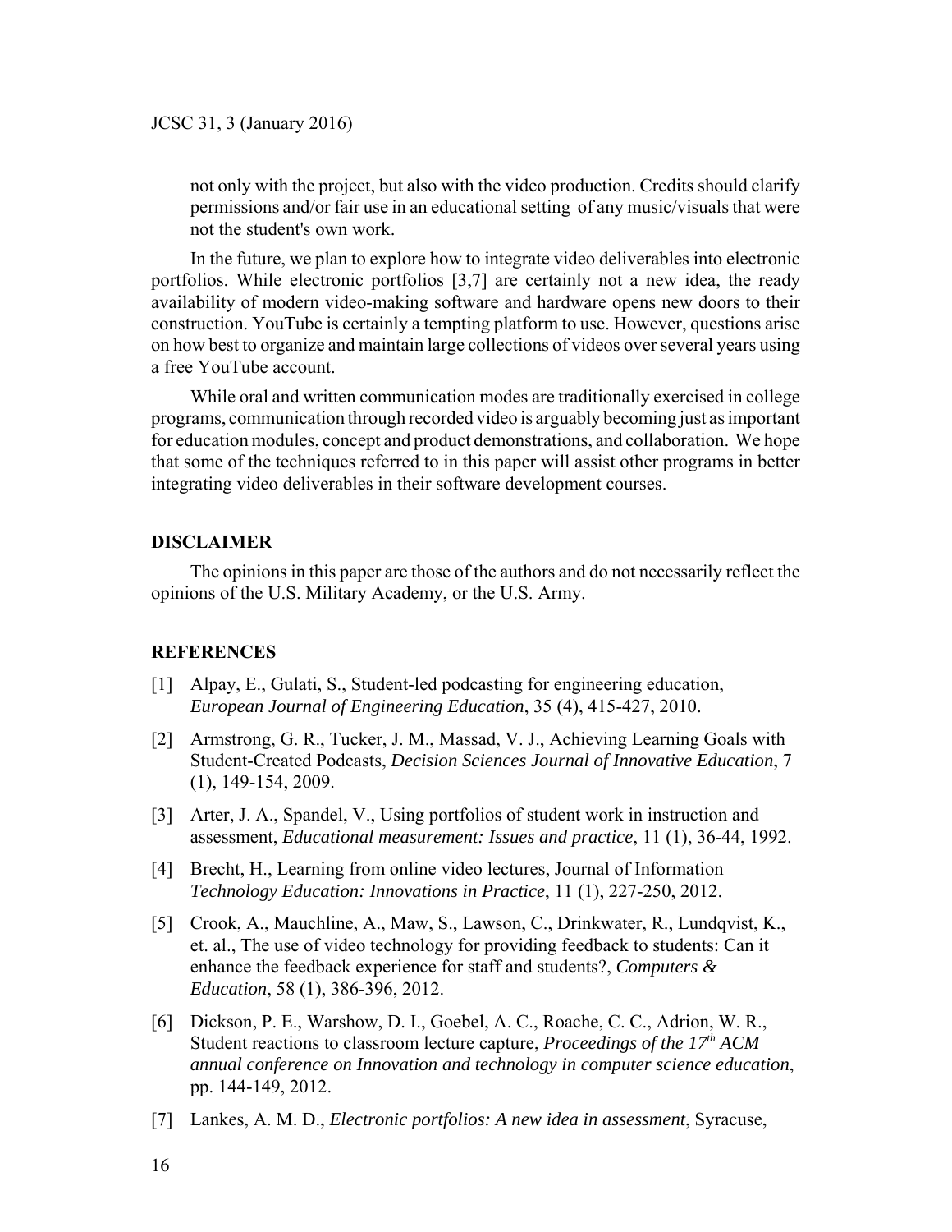not only with the project, but also with the video production. Credits should clarify permissions and/or fair use in an educational setting of any music/visuals that were not the student's own work.

In the future, we plan to explore how to integrate video deliverables into electronic portfolios. While electronic portfolios [3,7] are certainly not a new idea, the ready availability of modern video-making software and hardware opens new doors to their construction. YouTube is certainly a tempting platform to use. However, questions arise on how best to organize and maintain large collections of videos over several years using a free YouTube account.

While oral and written communication modes are traditionally exercised in college programs, communication through recorded video is arguably becoming just as important for education modules, concept and product demonstrations, and collaboration. We hope that some of the techniques referred to in this paper will assist other programs in better integrating video deliverables in their software development courses.

## DISCLAIMER

The opinions in this paper are those of the authors and do not necessarily reflect the opinions of the U.S. Military Academy, or the U.S. Army.

## REFERENCES

[1] Alpay, E., Gulati, S., Student-led podcasting for engineering education, *European Journal of Engineering Education*, 35 (4), 415-427, 2010.

[2] Armstrong, G. R., Tucker, J. M., Massad, V. J., Achieving Learning Goals with Student-Created Podcasts, *Decision Sciences Journal of Innovative Education*, 7 (1), 149-154, 2009.

[3] Arter, J. A., Spandel, V., Using portfolios of student work in instruction and assessment, *Educational measurement: Issues and practice*, 11 (1), 36-44, 1992.

[4] Brecht, H., Learning from online video lectures, Journal of Information *Technology Education: Innovations in Practice*, 11 (1), 227-250, 2012.

[5] Crook, A., Mauchline, A., Maw, S., Lawson, C., Drinkwater, R., Lundqvist, K., et. al., The use of video technology for providing feedback to students: Can it enhance the feedback experience for staff and students?, *Computers & Education*, 58 (1), 386-396, 2012.

[6] Dickson, P. E., Warshow, D. I., Goebel, A. C., Roache, C. C., Adrion, W. R., Student reactions to classroom lecture capture, *Proceedings of the 17th ACM annual conference on Innovation and technology in computer science education*, pp. 144-149, 2012.

[7] Lankes, A. M. D., *Electronic portfolios: A new idea in assessment*, Syracuse,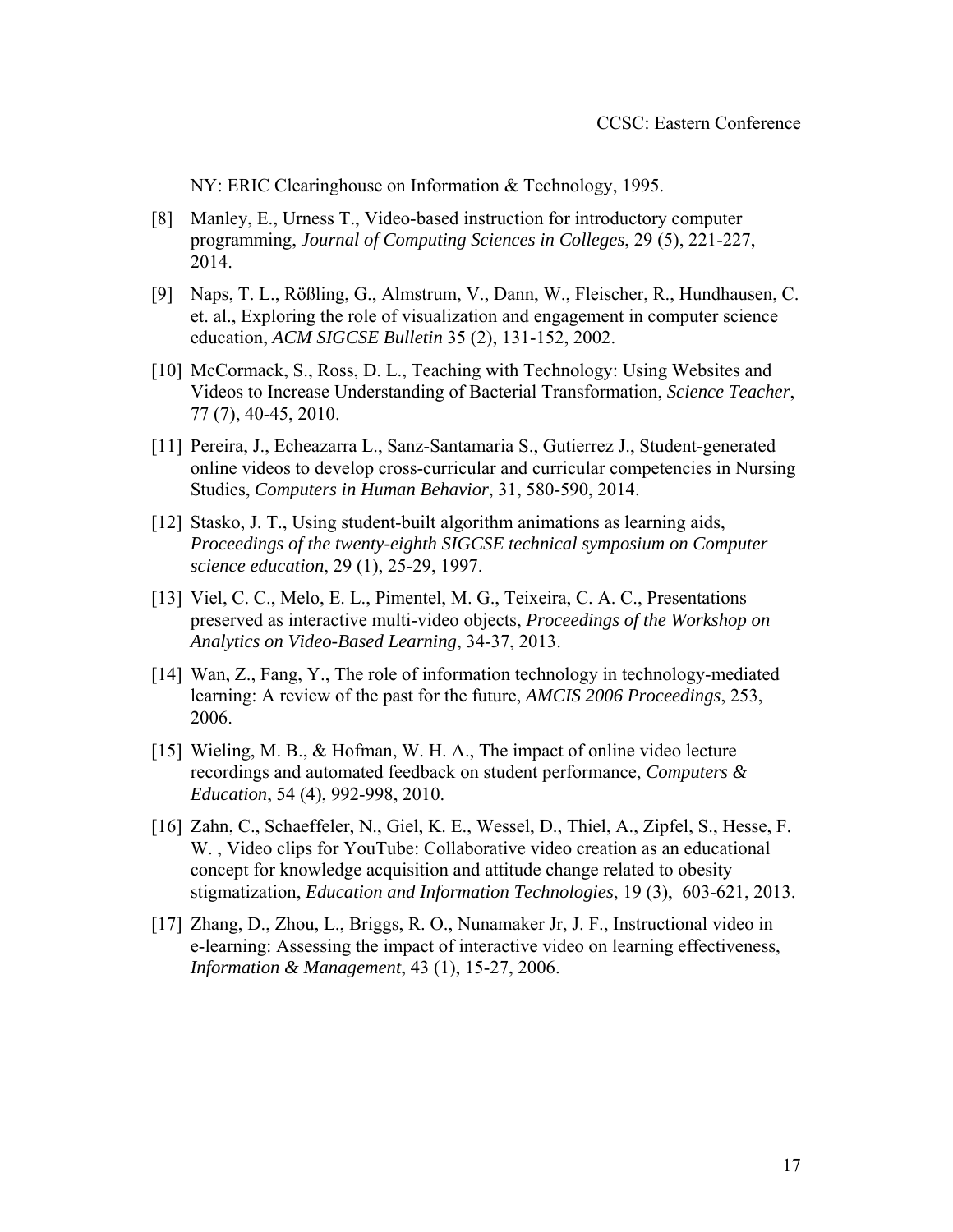NY: ERIC Clearinghouse on Information & Technology, 1995.

[8] Manley, E., Urness T., Video-based instruction for introductory computer programming, *Journal of Computing Sciences in Colleges*, 29 (5), 221-227, 2014.

[9] Naps, T. L., Rößling, G., Almstrum, V., Dann, W., Fleischer, R., Hundhausen, C. et. al., Exploring the role of visualization and engagement in computer science education, *ACM SIGCSE Bulletin* 35 (2), 131-152, 2002.

[10] McCormack, S., Ross, D. L., Teaching with Technology: Using Websites and Videos to Increase Understanding of Bacterial Transformation, *Science Teacher*, 77 (7), 40-45, 2010.

[11] Pereira, J., Echeazarra L., Sanz-Santamaria S., Gutierrez J., Student-generated online videos to develop cross-curricular and curricular competencies in Nursing Studies, *Computers in Human Behavior*, 31, 580-590, 2014.

[12] Stasko, J. T., Using student-built algorithm animations as learning aids, *Proceedings of the twenty-eighth SIGCSE technical symposium on Computer science education*, 29 (1), 25-29, 1997.

[13] Viel, C. C., Melo, E. L., Pimentel, M. G., Teixeira, C. A. C., Presentations preserved as interactive multi-video objects, *Proceedings of the Workshop on Analytics on Video-Based Learning*, 34-37, 2013.

[14] Wan, Z., Fang, Y., The role of information technology in technology-mediated learning: A review of the past for the future, *AMCIS 2006 Proceedings*, 253, 2006.

[15] Wieling, M. B., & Hofman, W. H. A., The impact of online video lecture recordings and automated feedback on student performance, *Computers & Education*, 54 (4), 992-998, 2010.

[16] Zahn, C., Schaeffeler, N., Giel, K. E., Wessel, D., Thiel, A., Zipfel, S., Hesse, F. W. , Video clips for YouTube: Collaborative video creation as an educational concept for knowledge acquisition and attitude change related to obesity stigmatization, *Education and Information Technologies*, 19 (3), 603-621, 2013.

[17] Zhang, D., Zhou, L., Briggs, R. O., Nunamaker Jr, J. F., Instructional video in e-learning: Assessing the impact of interactive video on learning effectiveness, *Information & Management*, 43 (1), 15-27, 2006.